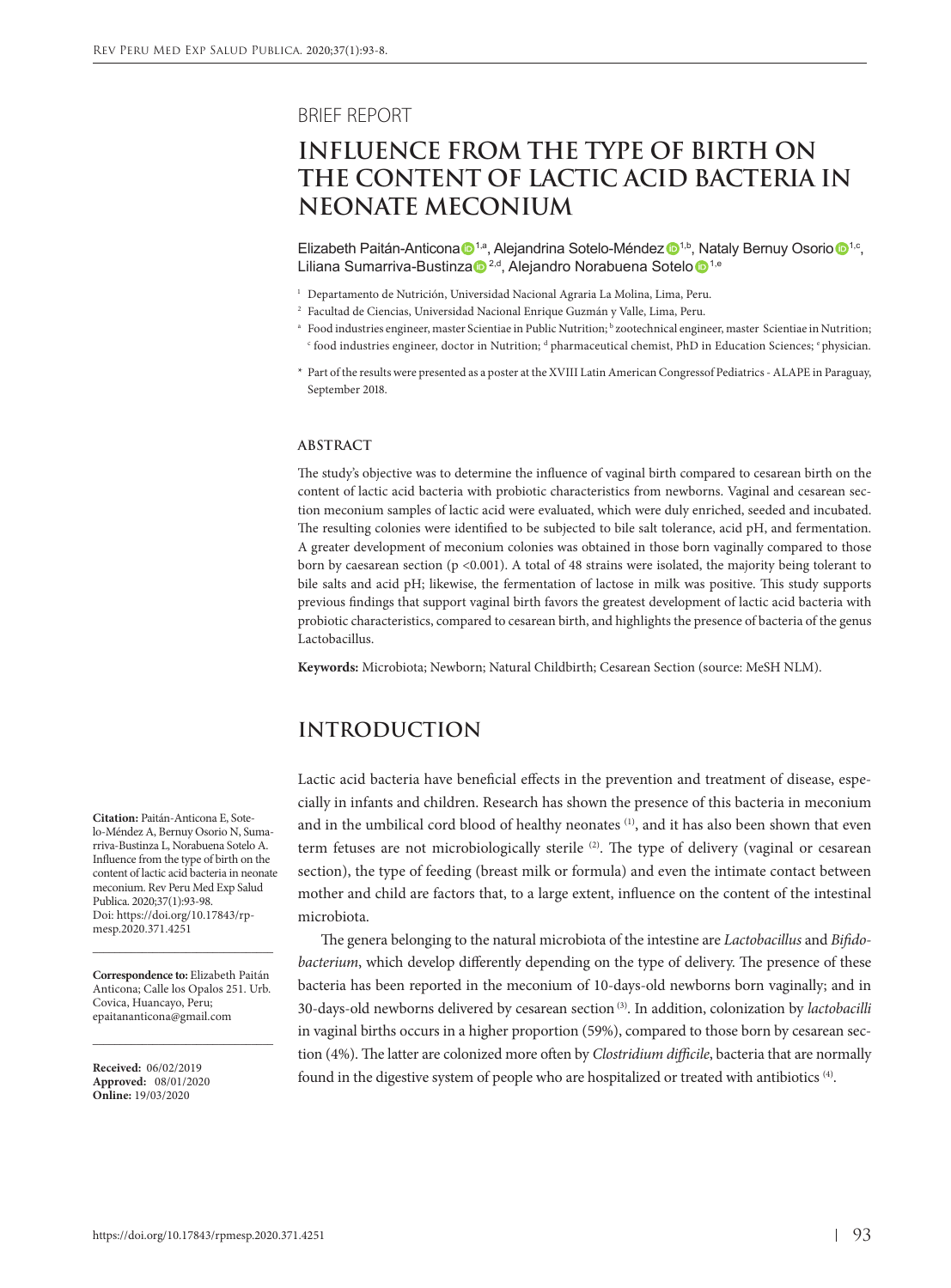BRIEF REPORT

# INFLUENCE FROM THE TYPE OF BIRTH ON THE CONTENT OF LACTIC ACID BACTERIA IN NEONATE MECONIUM

Elizabeth Paitán-Anticona[1,a], Alejandrina Sotelo-Méndez[1,b], Nataly Bernuy Osorio[1,c], Liliana Sumarriva-Bustinza[2,d], Alejandro Norabuena Sotelo[1,e]

[1] Departamento de Nutrición, Universidad Nacional Agraria La Molina, Lima, Peru.

[2] Facultad de Ciencias, Universidad Nacional Enrique Guzmán y Valle, Lima, Peru.

[a] Food industries engineer, master Scientiae in Public Nutrition; [b] zootechnical engineer, master Scientiae in Nutrition; [c] food industries engineer, doctor in Nutrition; [d] pharmaceutical chemist, PhD in Education Sciences; [e] physician.

\* Part of the results were presented as a poster at the XVIII Latin American Congressof Pediatrics - ALAPE in Paraguay, September 2018.

## ABSTRACT

The study's objective was to determine the influence of vaginal birth compared to cesarean birth on the content of lactic acid bacteria with probiotic characteristics from newborns. Vaginal and cesarean section meconium samples of lactic acid were evaluated, which were duly enriched, seeded and incubated. The resulting colonies were identified to be subjected to bile salt tolerance, acid pH, and fermentation. A greater development of meconium colonies was obtained in those born vaginally compared to those born by caesarean section ($p < 0.001$). A total of 48 strains were isolated, the majority being tolerant to bile salts and acid pH; likewise, the fermentation of lactose in milk was positive. This study supports previous findings that support vaginal birth favors the greatest development of lactic acid bacteria with probiotic characteristics, compared to cesarean birth, and highlights the presence of bacteria of the genus Lactobacillus.

**Keywords:** Microbiota; Newborn; Natural Childbirth; Cesarean Section (source: MeSH NLM).

## INTRODUCTION

Lactic acid bacteria have beneficial effects in the prevention and treatment of disease, especially in infants and children. Research has shown the presence of this bacteria in meconium and in the umbilical cord blood of healthy neonates [(1)], and it has also been shown that even term fetuses are not microbiologically sterile [(2)]. The type of delivery (vaginal or cesarean section), the type of feeding (breast milk or formula) and even the intimate contact between mother and child are factors that, to a large extent, influence on the content of the intestinal microbiota.

The genera belonging to the natural microbiota of the intestine are *Lactobacillus* and *Bifidobacterium*, which develop differently depending on the type of delivery. The presence of these bacteria has been reported in the meconium of 10-days-old newborns born vaginally; and in 30-days-old newborns delivered by cesarean section [(3)]. In addition, colonization by *lactobacilli* in vaginal births occurs in a higher proportion (59%), compared to those born by cesarean section (4%). The latter are colonized more often by *Clostridium difficile*, bacteria that are normally found in the digestive system of people who are hospitalized or treated with antibiotics [(4)].

**Citation:** Paitán-Anticona E, Sotelo-Méndez A, Bernuy Osorio N, Sumarriva-Bustinza L, Norabuena Sotelo A. Influence from the type of birth on the content of lactic acid bacteria in neonate meconium. Rev Peru Med Exp Salud Publica. 2020;37(1):93-98. Doi: https://doi.org/10.17843/rpmesp.2020.371.4251

**Correspondence to:** Elizabeth Paitán Anticona; Calle los Opalos 251. Urb. Covica, Huancayo, Peru; epaitananticona@gmail.com

**Received:** 06/02/2019
**Approved:** 08/01/2020
**Online:** 19/03/2020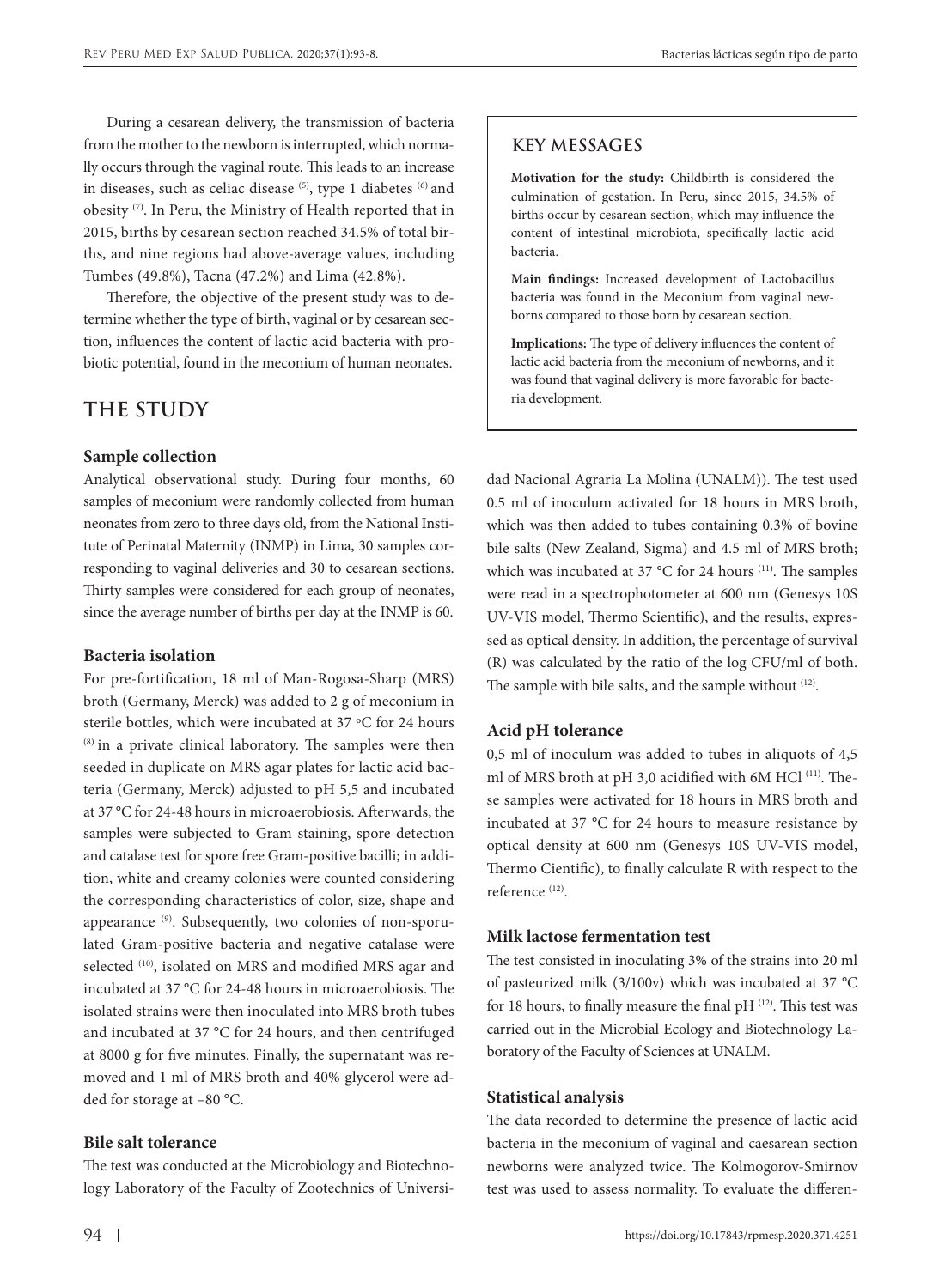During a cesarean delivery, the transmission of bacteria from the mother to the newborn is interrupted, which normally occurs through the vaginal route. This leads to an increase in diseases, such as celiac disease [5], type 1 diabetes [6] and obesity [7]. In Peru, the Ministry of Health reported that in 2015, births by cesarean section reached 34.5% of total births, and nine regions had above-average values, including Tumbes (49.8%), Tacna (47.2%) and Lima (42.8%).

Therefore, the objective of the present study was to determine whether the type of birth, vaginal or by cesarean section, influences the content of lactic acid bacteria with probiotic potential, found in the meconium of human neonates.

## KEY MESSAGES

**Motivation for the study:** Childbirth is considered the culmination of gestation. In Peru, since 2015, 34.5% of births occur by cesarean section, which may influence the content of intestinal microbiota, specifically lactic acid bacteria.

**Main findings:** Increased development of Lactobacillus bacteria was found in the Meconium from vaginal newborns compared to those born by cesarean section.

**Implications:** The type of delivery influences the content of lactic acid bacteria from the meconium of newborns, and it was found that vaginal delivery is more favorable for bacteria development.

# THE STUDY

### Sample collection

Analytical observational study. During four months, 60 samples of meconium were randomly collected from human neonates from zero to three days old, from the National Institute of Perinatal Maternity (INMP) in Lima, 30 samples corresponding to vaginal deliveries and 30 to cesarean sections. Thirty samples were considered for each group of neonates, since the average number of births per day at the INMP is 60.

### Bacteria isolation

For pre-fortification, 18 ml of Man-Rogosa-Sharp (MRS) broth (Germany, Merck) was added to 2 g of meconium in sterile bottles, which were incubated at 37 ºC for 24 hours [8] in a private clinical laboratory. The samples were then seeded in duplicate on MRS agar plates for lactic acid bacteria (Germany, Merck) adjusted to pH 5,5 and incubated at 37 °C for 24-48 hours in microaerobiosis. Afterwards, the samples were subjected to Gram staining, spore detection and catalase test for spore free Gram-positive bacilli; in addition, white and creamy colonies were counted considering the corresponding characteristics of color, size, shape and appearance [9]. Subsequently, two colonies of non-sporulated Gram-positive bacteria and negative catalase were selected [10], isolated on MRS and modified MRS agar and incubated at 37 °C for 24-48 hours in microaerobiosis. The isolated strains were then inoculated into MRS broth tubes and incubated at 37 °C for 24 hours, and then centrifuged at 8000 g for five minutes. Finally, the supernatant was removed and 1 ml of MRS broth and 40% glycerol were added for storage at –80 °C.

### Bile salt tolerance

The test was conducted at the Microbiology and Biotechnology Laboratory of the Faculty of Zootechnics of Universidad Nacional Agraria La Molina (UNALM)). The test used 0.5 ml of inoculum activated for 18 hours in MRS broth, which was then added to tubes containing 0.3% of bovine bile salts (New Zealand, Sigma) and 4.5 ml of MRS broth; which was incubated at 37 °C for 24 hours [11]. The samples were read in a spectrophotometer at 600 nm (Genesys 10S UV-VIS model, Thermo Scientific), and the results, expressed as optical density. In addition, the percentage of survival (R) was calculated by the ratio of the log CFU/ml of both. The sample with bile salts, and the sample without [12].

### Acid pH tolerance

0,5 ml of inoculum was added to tubes in aliquots of 4,5 ml of MRS broth at pH 3,0 acidified with 6M HCl [11]. These samples were activated for 18 hours in MRS broth and incubated at 37 °C for 24 hours to measure resistance by optical density at 600 nm (Genesys 10S UV-VIS model, Thermo Cientific), to finally calculate R with respect to the reference [12].

### Milk lactose fermentation test

The test consisted in inoculating 3% of the strains into 20 ml of pasteurized milk (3/100v) which was incubated at 37 °C for 18 hours, to finally measure the final pH [12]. This test was carried out in the Microbial Ecology and Biotechnology Laboratory of the Faculty of Sciences at UNALM.

### Statistical analysis

The data recorded to determine the presence of lactic acid bacteria in the meconium of vaginal and caesarean section newborns were analyzed twice. The Kolmogorov-Smirnov test was used to assess normality. To evaluate the differen-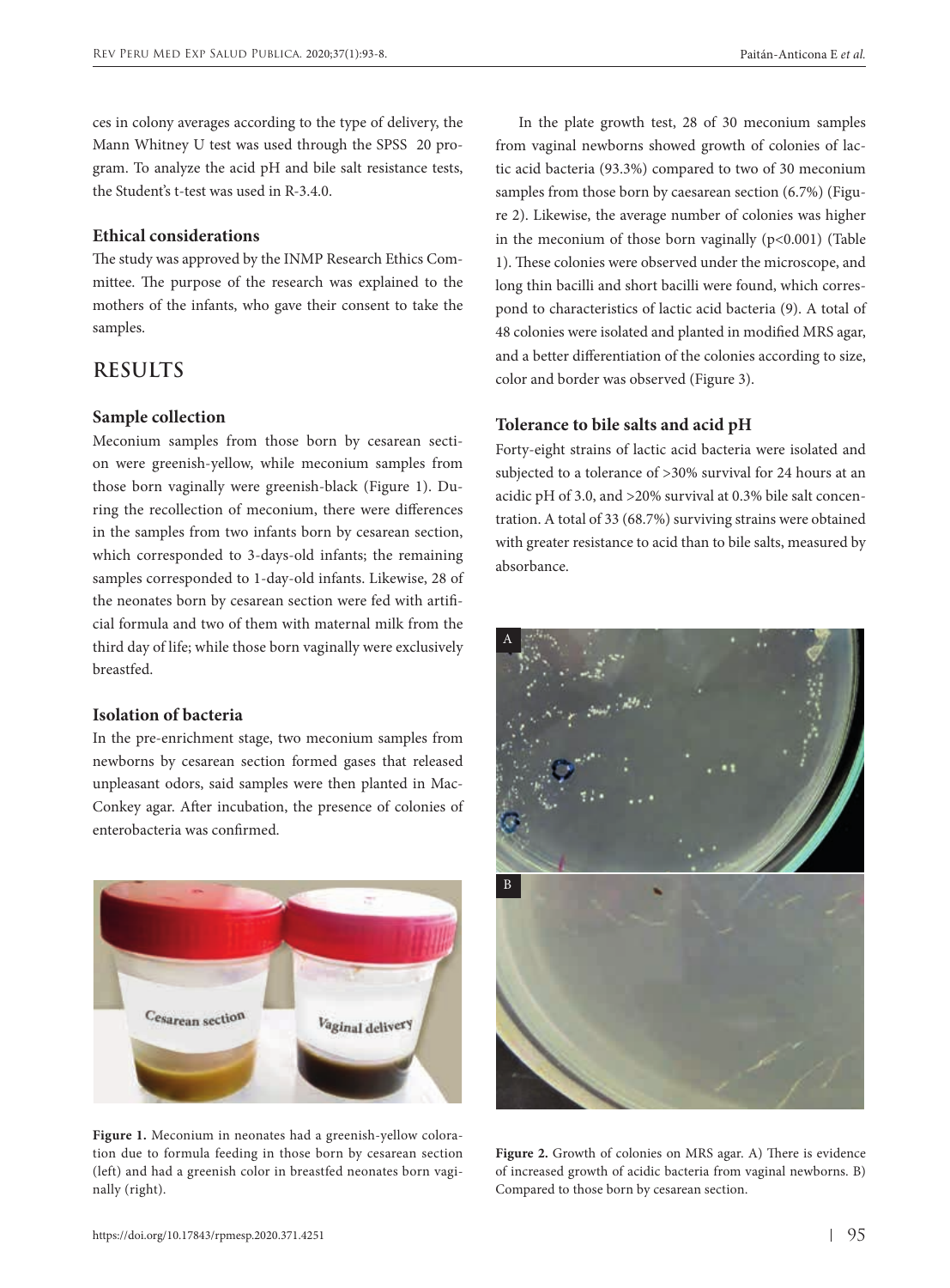ces in colony averages according to the type of delivery, the Mann Whitney U test was used through the SPSS 20 program. To analyze the acid pH and bile salt resistance tests, the Student's t-test was used in R-3.4.0.

### Ethical considerations

The study was approved by the INMP Research Ethics Committee. The purpose of the research was explained to the mothers of the infants, who gave their consent to take the samples.

## RESULTS

### Sample collection

Meconium samples from those born by cesarean section were greenish-yellow, while meconium samples from those born vaginally were greenish-black (Figure 1). During the recollection of meconium, there were differences in the samples from two infants born by cesarean section, which corresponded to 3-days-old infants; the remaining samples corresponded to 1-day-old infants. Likewise, 28 of the neonates born by cesarean section were fed with artificial formula and two of them with maternal milk from the third day of life; while those born vaginally were exclusively breastfed.

### Isolation of bacteria

In the pre-enrichment stage, two meconium samples from newborns by cesarean section formed gases that released unpleasant odors, said samples were then planted in MacConkey agar. After incubation, the presence of colonies of enterobacteria was confirmed.

**Figure 1.** Meconium in neonates had a greenish-yellow coloration due to formula feeding in those born by cesarean section (left) and had a greenish color in breastfed neonates born vaginally (right).

In the plate growth test, 28 of 30 meconium samples from vaginal newborns showed growth of colonies of lactic acid bacteria (93.3%) compared to two of 30 meconium samples from those born by caesarean section (6.7%) (Figure 2). Likewise, the average number of colonies was higher in the meconium of those born vaginally ($p<0.001$) (Table 1). These colonies were observed under the microscope, and long thin bacilli and short bacilli were found, which correspond to characteristics of lactic acid bacteria (9). A total of 48 colonies were isolated and planted in modified MRS agar, and a better differentiation of the colonies according to size, color and border was observed (Figure 3).

### Tolerance to bile salts and acid pH

Forty-eight strains of lactic acid bacteria were isolated and subjected to a tolerance of >30% survival for 24 hours at an acidic pH of 3.0, and >20% survival at 0.3% bile salt concentration. A total of 33 (68.7%) surviving strains were obtained with greater resistance to acid than to bile salts, measured by absorbance.

**Figure 2.** Growth of colonies on MRS agar. A) There is evidence of increased growth of acidic bacteria from vaginal newborns. B) Compared to those born by cesarean section.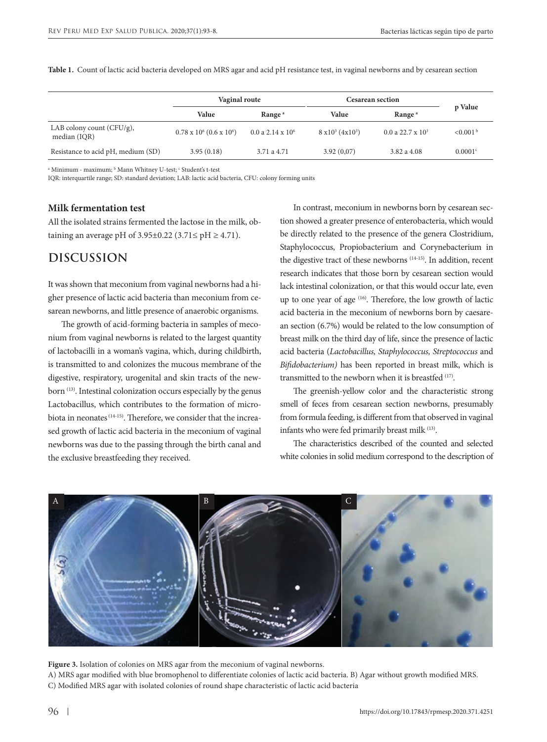**Table 1.** Count of lactic acid bacteria developed on MRS agar and acid pH resistance test, in vaginal newborns and by cesarean section

| | Vaginal route | | Cesarean section | | p Value |
|---|---|---|---|---|---|
| | Value | Range [a] | Value | Range [a] | |
| LAB colony count (CFU/g), median (IQR) | $0.78 \times 10^6$ ($0.6 \times 10^6$) | 0.0 a $2.14 \times 10^6$ | $8 \times 10^3$ ($4 \times 10^3$) | 0.0 a $22.7 \times 10^3$ | <0.001 [b] |
| Resistance to acid pH, medium (SD) | 3.95 (0.18) | 3.71 a 4.71 | 3.92 (0,07) | 3.82 a 4.08 | 0.0001 [c] |

[a] Minimum - maximum; [b] Mann Whitney U-test; [c] Student's t-test

IQR: interquartile range; SD: standard deviation; LAB: lactic acid bacteria, CFU: colony forming units

### Milk fermentation test

All the isolated strains fermented the lactose in the milk, obtaining an average pH of 3.95±0.22 (3.71≤ pH ≥ 4.71).

## DISCUSSION

It was shown that meconium from vaginal newborns had a higher presence of lactic acid bacteria than meconium from cesarean newborns, and little presence of anaerobic organisms.

The growth of acid-forming bacteria in samples of meconium from vaginal newborns is related to the largest quantity of lactobacilli in a woman's vagina, which, during childbirth, is transmitted to and colonizes the mucous membrane of the digestive, respiratory, urogenital and skin tracts of the newborn [13]. Intestinal colonization occurs especially by the genus Lactobacillus, which contributes to the formation of microbiota in neonates [14-15]. Therefore, we consider that the increased growth of lactic acid bacteria in the meconium of vaginal newborns was due to the passing through the birth canal and the exclusive breastfeeding they received.

In contrast, meconium in newborns born by cesarean section showed a greater presence of enterobacteria, which would be directly related to the presence of the genera Clostridium, Staphylococcus, Propiobacterium and Corynebacterium in the digestive tract of these newborns [14-15]. In addition, recent research indicates that those born by cesarean section would lack intestinal colonization, or that this would occur late, even up to one year of age [16]. Therefore, the low growth of lactic acid bacteria in the meconium of newborns born by caesarean section (6.7%) would be related to the low consumption of breast milk on the third day of life, since the presence of lactic acid bacteria (*Lactobacillus, Staphylococcus, Streptococcus* and *Bifidobacterium)* has been reported in breast milk, which is transmitted to the newborn when it is breastfed [17].

The greenish-yellow color and the characteristic strong smell of feces from cesarean section newborns, presumably from formula feeding, is different from that observed in vaginal infants who were fed primarily breast milk [13].

The characteristics described of the counted and selected white colonies in solid medium correspond to the description of

**Figure 3.** Isolation of colonies on MRS agar from the meconium of vaginal newborns.
A) MRS agar modified with blue bromophenol to differentiate colonies of lactic acid bacteria. B) Agar without growth modified MRS.
C) Modified MRS agar with isolated colonies of round shape characteristic of lactic acid bacteria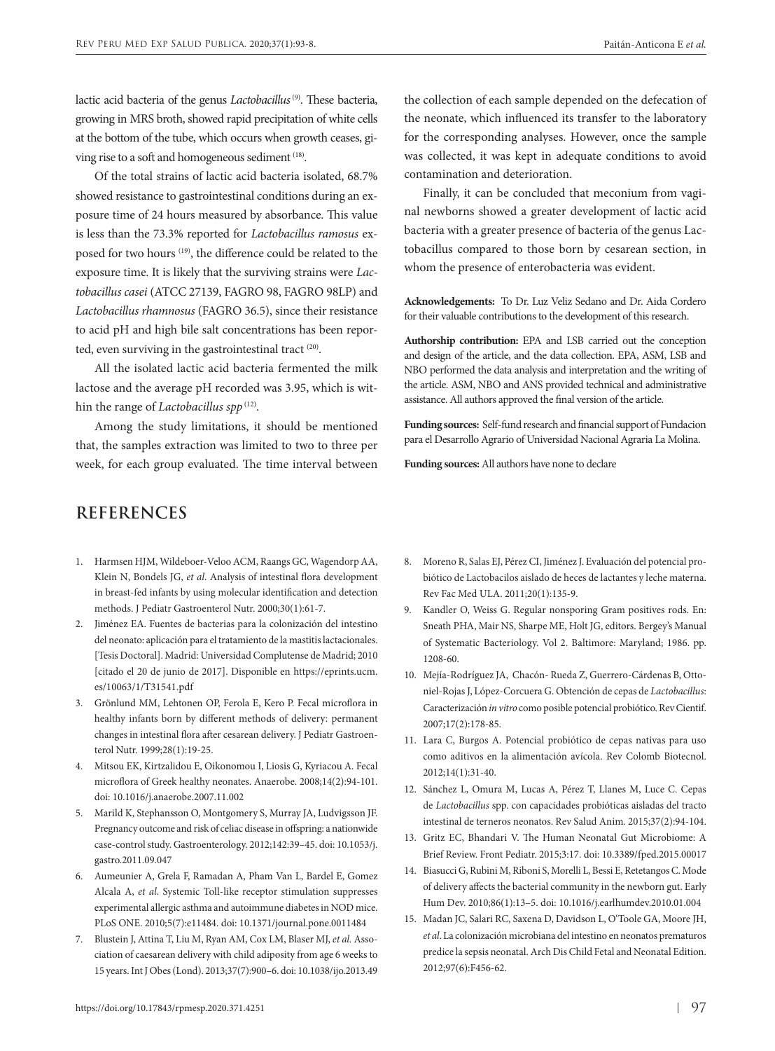lactic acid bacteria of the genus *Lactobacillus*[9]. These bacteria, growing in MRS broth, showed rapid precipitation of white cells at the bottom of the tube, which occurs when growth ceases, giving rise to a soft and homogeneous sediment[18].

Of the total strains of lactic acid bacteria isolated, 68.7% showed resistance to gastrointestinal conditions during an exposure time of 24 hours measured by absorbance. This value is less than the 73.3% reported for *Lactobacillus ramosus* exposed for two hours[19], the difference could be related to the exposure time. It is likely that the surviving strains were *Lactobacillus casei* (ATCC 27139, FAGRO 98, FAGRO 98LP) and *Lactobacillus rhamnosus* (FAGRO 36.5), since their resistance to acid pH and high bile salt concentrations has been reported, even surviving in the gastrointestinal tract[20].

All the isolated lactic acid bacteria fermented the milk lactose and the average pH recorded was 3.95, which is within the range of *Lactobacillus spp*[12].

Among the study limitations, it should be mentioned that, the samples extraction was limited to two to three per week, for each group evaluated. The time interval between the collection of each sample depended on the defecation of the neonate, which influenced its transfer to the laboratory for the corresponding analyses. However, once the sample was collected, it was kept in adequate conditions to avoid contamination and deterioration.

Finally, it can be concluded that meconium from vaginal newborns showed a greater development of lactic acid bacteria with a greater presence of bacteria of the genus Lactobacillus compared to those born by cesarean section, in whom the presence of enterobacteria was evident.

**Acknowledgements:** To Dr. Luz Veliz Sedano and Dr. Aida Cordero for their valuable contributions to the development of this research.

**Authorship contribution:** EPA and LSB carried out the conception and design of the article, and the data collection. EPA, ASM, LSB and NBO performed the data analysis and interpretation and the writing of the article. ASM, NBO and ANS provided technical and administrative assistance. All authors approved the final version of the article.

**Funding sources:** Self-fund research and financial support of Fundacion para el Desarrollo Agrario of Universidad Nacional Agraria La Molina.

**Funding sources:** All authors have none to declare

## REFERENCES

1. Harmsen HJM, Wildeboer-Veloo ACM, Raangs GC, Wagendorp AA, Klein N, Bondels JG, *et al*. Analysis of intestinal flora development in breast-fed infants by using molecular identification and detection methods. J Pediatr Gastroenterol Nutr. 2000;30(1):61-7.
2. Jiménez EA. Fuentes de bacterias para la colonización del intestino del neonato: aplicación para el tratamiento de la mastitis lactacionales. [Tesis Doctoral]. Madrid: Universidad Complutense de Madrid; 2010 [citado el 20 de junio de 2017]. Disponible en https://eprints.ucm.es/10063/1/T31541.pdf
3. Grönlund MM, Lehtonen OP, Ferola E, Kero P. Fecal microflora in healthy infants born by different methods of delivery: permanent changes in intestinal flora after cesarean delivery. J Pediatr Gastroenterol Nutr. 1999;28(1):19-25.
4. Mitsou EK, Kirtzalidou E, Oikonomou I, Liosis G, Kyriacou A. Fecal microflora of Greek healthy neonates. Anaerobe. 2008;14(2):94-101. doi: 10.1016/j.anaerobe.2007.11.002
5. Marild K, Stephansson O, Montgomery S, Murray JA, Ludvigsson JF. Pregnancy outcome and risk of celiac disease in offspring: a nationwide case-control study. Gastroenterology. 2012;142:39–45. doi: 10.1053/j.gastro.2011.09.047
6. Aumeunier A, Grela F, Ramadan A, Pham Van L, Bardel E, Gomez Alcala A, *et al*. Systemic Toll-like receptor stimulation suppresses experimental allergic asthma and autoimmune diabetes in NOD mice. PLoS ONE. 2010;5(7):e11484. doi: 10.1371/journal.pone.0011484
7. Blustein J, Attina T, Liu M, Ryan AM, Cox LM, Blaser MJ, *et al*. Association of caesarean delivery with child adiposity from age 6 weeks to 15 years. Int J Obes (Lond). 2013;37(7):900–6. doi: 10.1038/ijo.2013.49
8. Moreno R, Salas EJ, Pérez CI, Jiménez J. Evaluación del potencial probiótico de Lactobacilos aislado de heces de lactantes y leche materna. Rev Fac Med ULA. 2011;20(1):135-9.
9. Kandler O, Weiss G. Regular nonsporing Gram positives rods. En: Sneath PHA, Mair NS, Sharpe ME, Holt JG, editors. Bergey's Manual of Systematic Bacteriology. Vol 2. Baltimore: Maryland; 1986. pp. 1208-60.
10. Mejía-Rodríguez JA, Chacón- Rueda Z, Guerrero-Cárdenas B, Otto-niel-Rojas J, López-Corcuera G. Obtención de cepas de *Lactobacillus*: Caracterización *in vitro* como posible potencial probiótico. Rev Cientif. 2007;17(2):178-85.
11. Lara C, Burgos A. Potencial probiótico de cepas nativas para uso como aditivos en la alimentación avícola. Rev Colomb Biotecnol. 2012;14(1):31-40.
12. Sánchez L, Omura M, Lucas A, Pérez T, Llanes M, Luce C. Cepas de *Lactobacillus* spp. con capacidades probióticas aisladas del tracto intestinal de terneros neonatos. Rev Salud Anim. 2015;37(2):94-104.
13. Gritz EC, Bhandari V. The Human Neonatal Gut Microbiome: A Brief Review. Front Pediatr. 2015;3:17. doi: 10.3389/fped.2015.00017
14. Biasucci G, Rubini M, Riboni S, Morelli L, Bessi E, Retetangos C. Mode of delivery affects the bacterial community in the newborn gut. Early Hum Dev. 2010;86(1):13–5. doi: 10.1016/j.earlhumdev.2010.01.004
15. Madan JC, Salari RC, Saxena D, Davidson L, O'Toole GA, Moore JH, *et al*. La colonización microbiana del intestino en neonatos prematuros predice la sepsis neonatal. Arch Dis Child Fetal and Neonatal Edition. 2012;97(6):F456-62.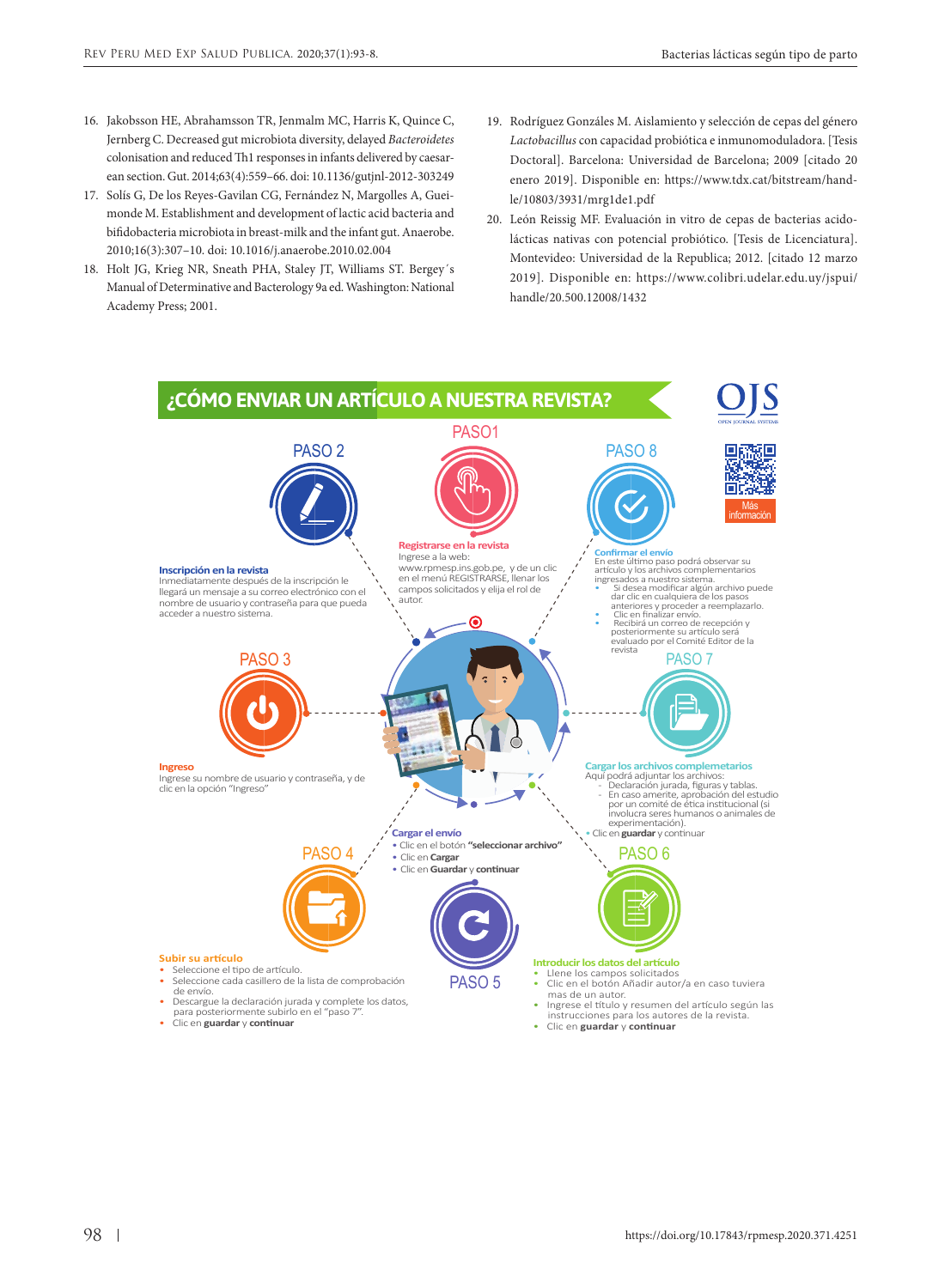16. Jakobsson HE, Abrahamsson TR, Jenmalm MC, Harris K, Quince C, Jernberg C. Decreased gut microbiota diversity, delayed *Bacteroidetes* colonisation and reduced Th1 responses in infants delivered by caesarean section. Gut. 2014;63(4):559–66. doi: 10.1136/gutjnl-2012-303249
17. Solís G, De los Reyes-Gavilan CG, Fernández N, Margolles A, Gueimonde M. Establishment and development of lactic acid bacteria and bifidobacteria microbiota in breast-milk and the infant gut. Anaerobe. 2010;16(3):307–10. doi: 10.1016/j.anaerobe.2010.02.004
18. Holt JG, Krieg NR, Sneath PHA, Staley JT, Williams ST. Bergey´s Manual of Determinative and Bacterology 9a ed. Washington: National Academy Press; 2001.
19. Rodríguez Gonzáles M. Aislamiento y selección de cepas del género *Lactobacillus* con capacidad probiótica e inmunomoduladora. [Tesis Doctoral]. Barcelona: Universidad de Barcelona; 2009 [citado 20 enero 2019]. Disponible en: https://www.tdx.cat/bitstream/handle/10803/3931/mrg1de1.pdf
20. León Reissig MF. Evaluación in vitro de cepas de bacterias acidolácticas nativas con potencial probiótico. [Tesis de Licenciatura]. Montevideo: Universidad de la Republica; 2012. [citado 12 marzo 2019]. Disponible en: https://www.colibri.udelar.edu.uy/jspui/handle/20.500.12008/1432

## ¿CÓMO ENVIAR UN ARTÍCULO A NUESTRA REVISTA?

OJS OPEN JOURNAL SYSTEMS

Más información

**PASO1**

**Registrarse en la revista**
Ingrese a la web: www.rpmesp.ins.gob.pe, y de un clic en el menú REGISTRARSE, llenar los campos solicitados y elija el rol de autor.

**PASO 2**

**Inscripción en la revista**
Inmediatamente después de la inscripción le llegará un mensaje a su correo electrónico con el nombre de usuario y contraseña para que pueda acceder a nuestro sistema.

**PASO 3**

**Ingreso**
Ingrese su nombre de usuario y contraseña, y de clic en la opción "Ingreso"

**PASO 4**

**Subir su artículo**
- Seleccione el tipo de artículo.
- Seleccione cada casillero de la lista de comprobación de envío.
- Descargue la declaración jurada y complete los datos, para posteriormente subirlo en el "paso 7".
- Clic en **guardar** y **continuar**

**PASO 5**

**Cargar el envío**
- Clic en el botón **"seleccionar archivo"**
- Clic en **Cargar**
- Clic en **Guardar** y **continuar**

**PASO 6**

**Introducir los datos del artículo**
- Llene los campos solicitados
- Clic en el botón Añadir autor/a en caso tuviera mas de un autor.
- Ingrese el título y resumen del artículo según las instrucciones para los autores de la revista.
- Clic en **guardar** y **continuar**

**PASO 7**

**Cargar los archivos complementarios**
Aquí podrá adjuntar los archivos:
- Declaración jurada, figuras y tablas.
- En caso amerite, aprobación del estudio por un comité de ética institucional (si involucra seres humanos o animales de experimentación).
- Clic en **guardar** y continuar

**PASO 8**

**Confirmar el envío**
En este último paso podrá observar su artículo y los archivos complementarios ingresados a nuestro sistema.
- Si desea modificar algún archivo puede dar clic en cualquiera de los pasos anteriores y proceder a reemplazarlo.
- Clic en finalizar envío.
- Recibirá un correo de recepción y posteriormente su artículo será evaluado por el Comité Editor de la revista